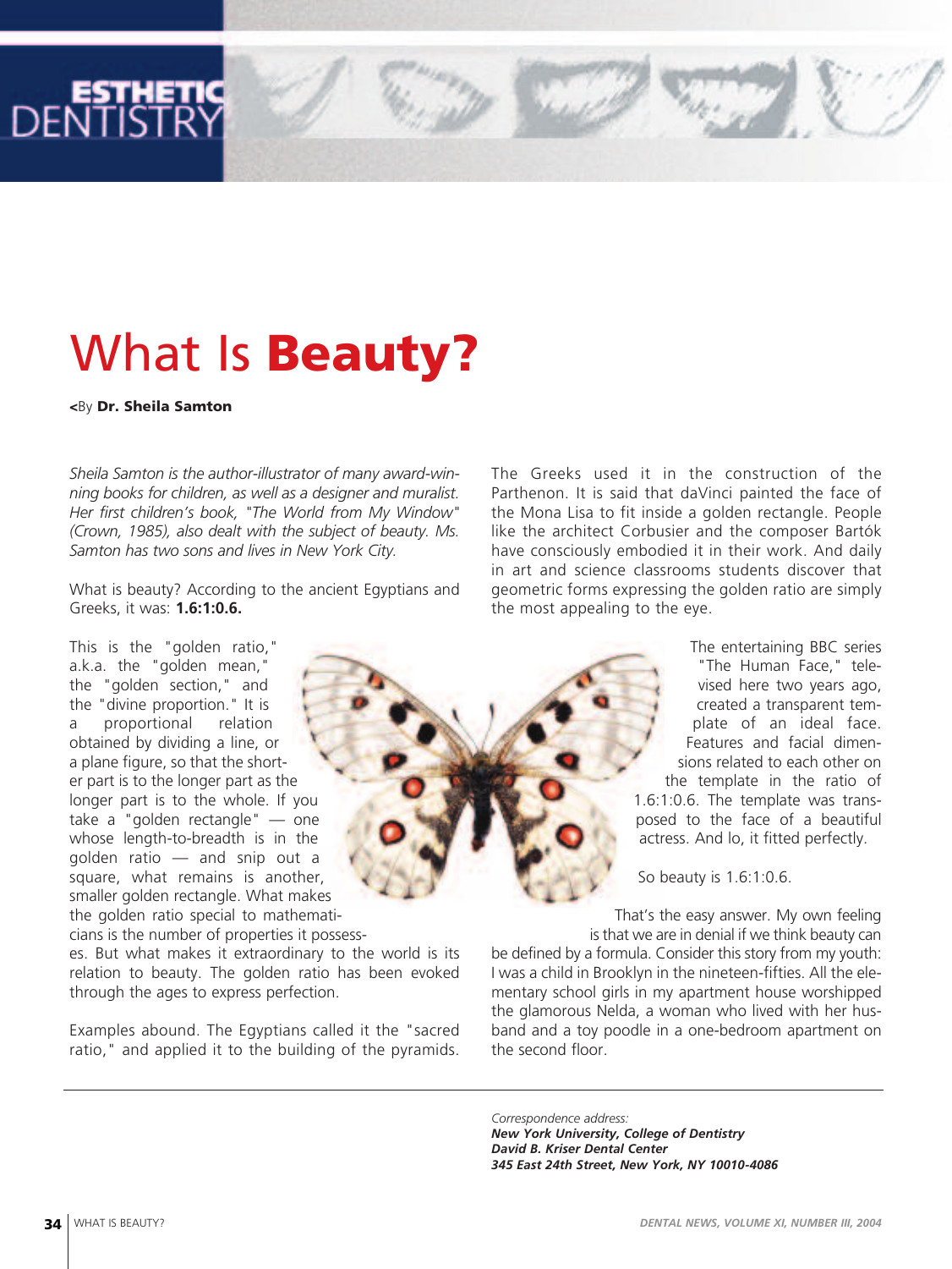ESTHETIC DENTISTRY

# What Is **Beauty?**

<By **Dr. Sheila Samton**

*Sheila Samton is the author-illustrator of many award-winning books for children, as well as a designer and muralist. Her first children's book, "The World from My Window" (Crown, 1985), also dealt with the subject of beauty. Ms. Samton has two sons and lives in New York City.*

What is beauty? According to the ancient Egyptians and Greeks, it was: **1.6:1:0.6.**

This is the "golden ratio," a.k.a. the "golden mean," the "golden section," and the "divine proportion." It is a proportional relation obtained by dividing a line, or a plane figure, so that the shorter part is to the longer part as the longer part is to the whole. If you take a "golden rectangle" — one whose length-to-breadth is in the golden ratio — and snip out a square, what remains is another, smaller golden rectangle. What makes the golden ratio special to mathematicians is the number of properties it possesses. But what makes it extraordinary to the world is its relation to beauty. The golden ratio has been evoked through the ages to express perfection.

Examples abound. The Egyptians called it the "sacred ratio," and applied it to the building of the pyramids. The Greeks used it in the construction of the Parthenon. It is said that daVinci painted the face of the Mona Lisa to fit inside a golden rectangle. People like the architect Corbusier and the composer Bartók have consciously embodied it in their work. And daily in art and science classrooms students discover that geometric forms expressing the golden ratio are simply the most appealing to the eye.

The entertaining BBC series "The Human Face," televised here two years ago, created a transparent template of an ideal face. Features and facial dimensions related to each other on the template in the ratio of 1.6:1:0.6. The template was transposed to the face of a beautiful actress. And lo, it fitted perfectly.

So beauty is 1.6:1:0.6.

That's the easy answer. My own feeling is that we are in denial if we think beauty can be defined by a formula. Consider this story from my youth: I was a child in Brooklyn in the nineteen-fifties. All the elementary school girls in my apartment house worshipped the glamorous Nelda, a woman who lived with her husband and a toy poodle in a one-bedroom apartment on the second floor.

---

*Correspondence address:*
***New York University, College of Dentistry***
***David B. Kriser Dental Center***
***345 East 24th Street, New York, NY 10010-4086***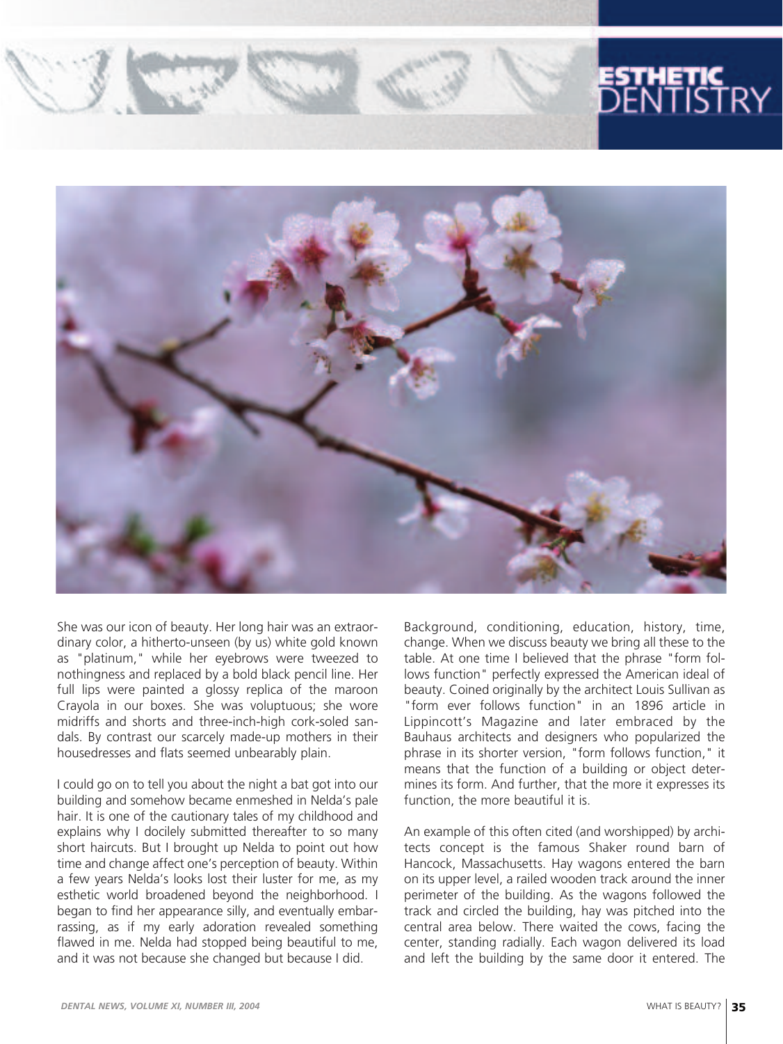She was our icon of beauty. Her long hair was an extraordinary color, a hitherto-unseen (by us) white gold known as "platinum," while her eyebrows were tweezed to nothingness and replaced by a bold black pencil line. Her full lips were painted a glossy replica of the maroon Crayola in our boxes. She was voluptuous; she wore midriffs and shorts and three-inch-high cork-soled sandals. By contrast our scarcely made-up mothers in their housedresses and flats seemed unbearably plain.

I could go on to tell you about the night a bat got into our building and somehow became enmeshed in Nelda's pale hair. It is one of the cautionary tales of my childhood and explains why I docilely submitted thereafter to so many short haircuts. But I brought up Nelda to point out how time and change affect one's perception of beauty. Within a few years Nelda's looks lost their luster for me, as my esthetic world broadened beyond the neighborhood. I began to find her appearance silly, and eventually embarrassing, as if my early adoration revealed something flawed in me. Nelda had stopped being beautiful to me, and it was not because she changed but because I did.

Background, conditioning, education, history, time, change. When we discuss beauty we bring all these to the table. At one time I believed that the phrase "form follows function" perfectly expressed the American ideal of beauty. Coined originally by the architect Louis Sullivan as "form ever follows function" in an 1896 article in Lippincott's Magazine and later embraced by the Bauhaus architects and designers who popularized the phrase in its shorter version, "form follows function," it means that the function of a building or object determines its form. And further, that the more it expresses its function, the more beautiful it is.

An example of this often cited (and worshipped) by architects concept is the famous Shaker round barn of Hancock, Massachusetts. Hay wagons entered the barn on its upper level, a railed wooden track around the inner perimeter of the building. As the wagons followed the track and circled the building, hay was pitched into the central area below. There waited the cows, facing the center, standing radially. Each wagon delivered its load and left the building by the same door it entered. The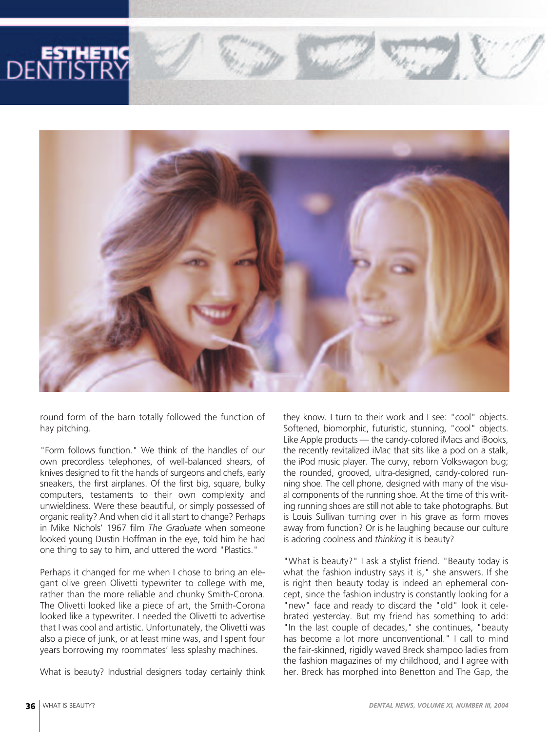round form of the barn totally followed the function of hay pitching.

"Form follows function." We think of the handles of our own precordless telephones, of well-balanced shears, of knives designed to fit the hands of surgeons and chefs, early sneakers, the first airplanes. Of the first big, square, bulky computers, testaments to their own complexity and unwieldiness. Were these beautiful, or simply possessed of organic reality? And when did it all start to change? Perhaps in Mike Nichols' 1967 film *The Graduate* when someone looked young Dustin Hoffman in the eye, told him he had one thing to say to him, and uttered the word "Plastics."

Perhaps it changed for me when I chose to bring an elegant olive green Olivetti typewriter to college with me, rather than the more reliable and chunky Smith-Corona. The Olivetti looked like a piece of art, the Smith-Corona looked like a typewriter. I needed the Olivetti to advertise that I was cool and artistic. Unfortunately, the Olivetti was also a piece of junk, or at least mine was, and I spent four years borrowing my roommates' less splashy machines.

What is beauty? Industrial designers today certainly think they know. I turn to their work and I see: "cool" objects. Softened, biomorphic, futuristic, stunning, "cool" objects. Like Apple products — the candy-colored iMacs and iBooks, the recently revitalized iMac that sits like a pod on a stalk, the iPod music player. The curvy, reborn Volkswagon bug; the rounded, grooved, ultra-designed, candy-colored running shoe. The cell phone, designed with many of the visual components of the running shoe. At the time of this writing running shoes are still not able to take photographs. But is Louis Sullivan turning over in his grave as form moves away from function? Or is he laughing because our culture is adoring coolness and *thinking* it is beauty?

"What is beauty?" I ask a stylist friend. "Beauty today is what the fashion industry says it is," she answers. If she is right then beauty today is indeed an ephemeral concept, since the fashion industry is constantly looking for a "new" face and ready to discard the "old" look it celebrated yesterday. But my friend has something to add: "In the last couple of decades," she continues, "beauty has become a lot more unconventional." I call to mind the fair-skinned, rigidly waved Breck shampoo ladies from the fashion magazines of my childhood, and I agree with her. Breck has morphed into Benetton and The Gap, the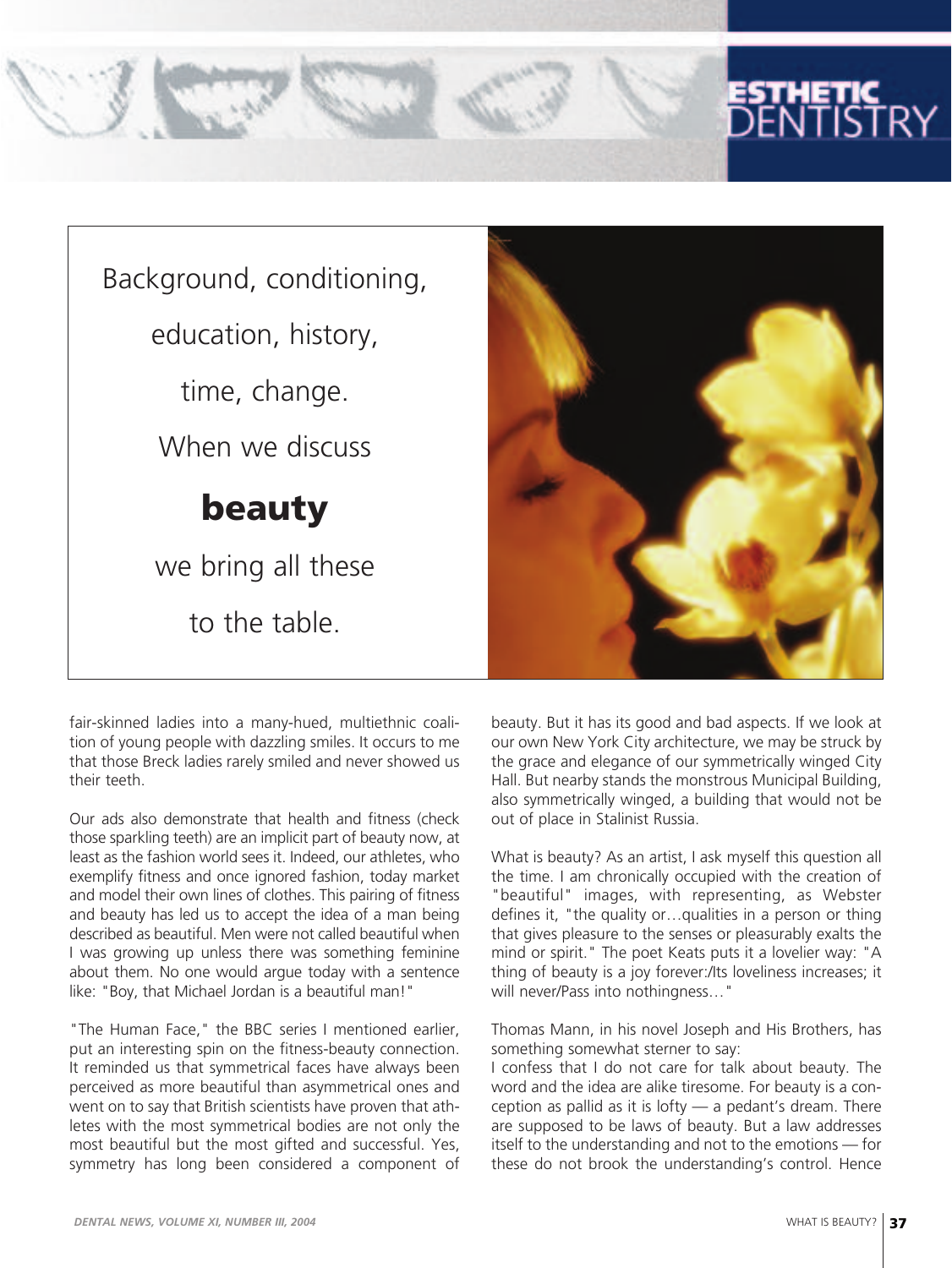Background, conditioning, education, history, time, change. When we discuss **beauty** we bring all these to the table.

fair-skinned ladies into a many-hued, multiethnic coalition of young people with dazzling smiles. It occurs to me that those Breck ladies rarely smiled and never showed us their teeth.

Our ads also demonstrate that health and fitness (check those sparkling teeth) are an implicit part of beauty now, at least as the fashion world sees it. Indeed, our athletes, who exemplify fitness and once ignored fashion, today market and model their own lines of clothes. This pairing of fitness and beauty has led us to accept the idea of a man being described as beautiful. Men were not called beautiful when I was growing up unless there was something feminine about them. No one would argue today with a sentence like: "Boy, that Michael Jordan is a beautiful man!"

"The Human Face," the BBC series I mentioned earlier, put an interesting spin on the fitness-beauty connection. It reminded us that symmetrical faces have always been perceived as more beautiful than asymmetrical ones and went on to say that British scientists have proven that athletes with the most symmetrical bodies are not only the most beautiful but the most gifted and successful. Yes, symmetry has long been considered a component of beauty. But it has its good and bad aspects. If we look at our own New York City architecture, we may be struck by the grace and elegance of our symmetrically winged City Hall. But nearby stands the monstrous Municipal Building, also symmetrically winged, a building that would not be out of place in Stalinist Russia.

What is beauty? As an artist, I ask myself this question all the time. I am chronically occupied with the creation of "beautiful" images, with representing, as Webster defines it, "the quality or…qualities in a person or thing that gives pleasure to the senses or pleasurably exalts the mind or spirit." The poet Keats puts it a lovelier way: "A thing of beauty is a joy forever:/Its loveliness increases; it will never/Pass into nothingness…"

Thomas Mann, in his novel Joseph and His Brothers, has something somewhat sterner to say:

I confess that I do not care for talk about beauty. The word and the idea are alike tiresome. For beauty is a conception as pallid as it is lofty — a pedant's dream. There are supposed to be laws of beauty. But a law addresses itself to the understanding and not to the emotions — for these do not brook the understanding's control. Hence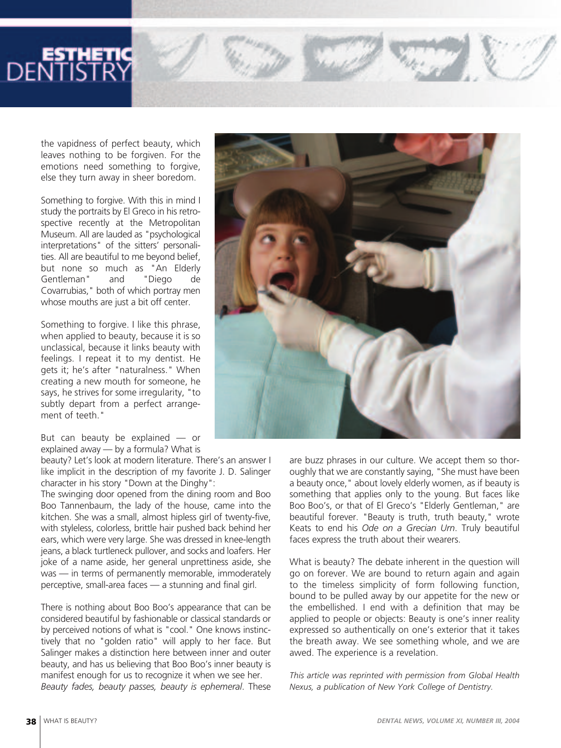the vapidness of perfect beauty, which leaves nothing to be forgiven. For the emotions need something to forgive, else they turn away in sheer boredom.

Something to forgive. With this in mind I study the portraits by El Greco in his retrospective recently at the Metropolitan Museum. All are lauded as "psychological interpretations" of the sitters' personalities. All are beautiful to me beyond belief, but none so much as "An Elderly Gentleman" and "Diego de Covarrubias," both of which portray men whose mouths are just a bit off center.

Something to forgive. I like this phrase, when applied to beauty, because it is so unclassical, because it links beauty with feelings. I repeat it to my dentist. He gets it; he's after "naturalness." When creating a new mouth for someone, he says, he strives for some irregularity, "to subtly depart from a perfect arrangement of teeth."

But can beauty be explained — or explained away — by a formula? What is beauty? Let's look at modern literature. There's an answer I like implicit in the description of my favorite J. D. Salinger character in his story "Down at the Dinghy":

The swinging door opened from the dining room and Boo Boo Tannenbaum, the lady of the house, came into the kitchen. She was a small, almost hipless girl of twenty-five, with styleless, colorless, brittle hair pushed back behind her ears, which were very large. She was dressed in knee-length jeans, a black turtleneck pullover, and socks and loafers. Her joke of a name aside, her general unprettiness aside, she was — in terms of permanently memorable, immoderately perceptive, small-area faces — a stunning and final girl.

There is nothing about Boo Boo's appearance that can be considered beautiful by fashionable or classical standards or by perceived notions of what is "cool." One knows instinctively that no "golden ratio" will apply to her face. But Salinger makes a distinction here between inner and outer beauty, and has us believing that Boo Boo's inner beauty is manifest enough for us to recognize it when we see her.

*Beauty fades, beauty passes, beauty is ephemeral*. These are buzz phrases in our culture. We accept them so thoroughly that we are constantly saying, "She must have been a beauty once," about lovely elderly women, as if beauty is something that applies only to the young. But faces like Boo Boo's, or that of El Greco's "Elderly Gentleman," are beautiful forever. "Beauty is truth, truth beauty," wrote Keats to end his *Ode on a Grecian Urn*. Truly beautiful faces express the truth about their wearers.

What is beauty? The debate inherent in the question will go on forever. We are bound to return again and again to the timeless simplicity of form following function, bound to be pulled away by our appetite for the new or the embellished. I end with a definition that may be applied to people or objects: Beauty is one's inner reality expressed so authentically on one's exterior that it takes the breath away. We see something whole, and we are awed. The experience is a revelation.

*This article was reprinted with permission from Global Health Nexus, a publication of New York College of Dentistry.*